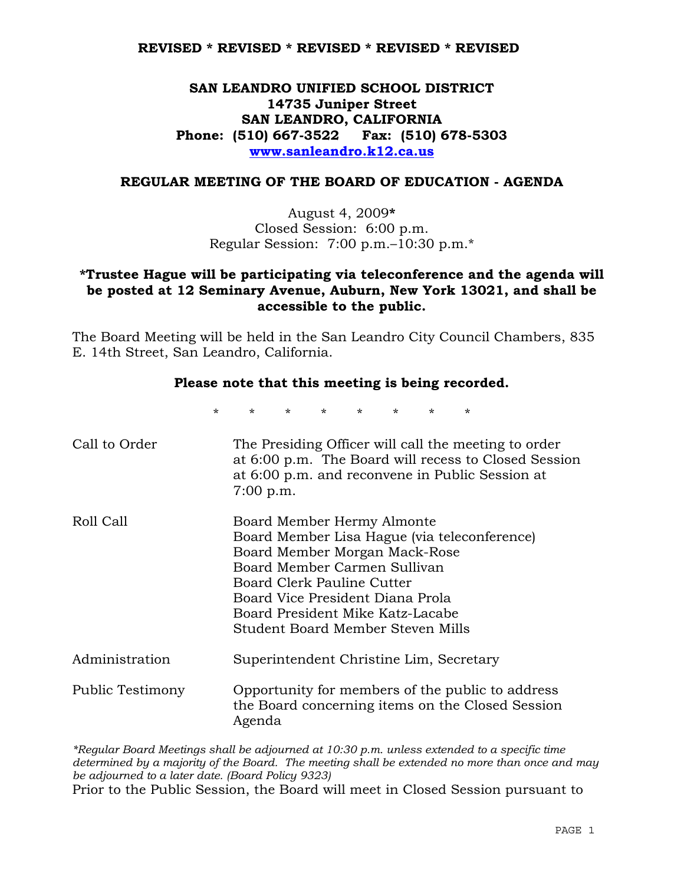**REVISED * REVISED * REVISED * REVISED * REVISED**

# SAN LEANDRO UNIFIED SCHOOL DISTRICT
**14735 Juniper Street**
**SAN LEANDRO, CALIFORNIA**
**Phone: (510) 667-3522 Fax: (510) 678-5303**
**www.sanleandro.k12.ca.us**

## REGULAR MEETING OF THE BOARD OF EDUCATION - AGENDA

August 4, 2009**\***
Closed Session: 6:00 p.m.
Regular Session: 7:00 p.m.–10:30 p.m.*

**\*Trustee Hague will be participating via teleconference and the agenda will be posted at 12 Seminary Avenue, Auburn, New York 13021, and shall be accessible to the public.**

The Board Meeting will be held in the San Leandro City Council Chambers, 835 E. 14th Street, San Leandro, California.

**Please note that this meeting is being recorded.**

\* \* \* \* \* \* \* \*

| | |
|---|---|
| Call to Order | The Presiding Officer will call the meeting to order at 6:00 p.m. The Board will recess to Closed Session at 6:00 p.m. and reconvene in Public Session at 7:00 p.m. |
| Roll Call | Board Member Hermy Almonte<br>Board Member Lisa Hague (via teleconference)<br>Board Member Morgan Mack-Rose<br>Board Member Carmen Sullivan<br>Board Clerk Pauline Cutter<br>Board Vice President Diana Prola<br>Board President Mike Katz-Lacabe<br>Student Board Member Steven Mills |
| Administration | Superintendent Christine Lim, Secretary |
| Public Testimony | Opportunity for members of the public to address the Board concerning items on the Closed Session Agenda |

*\*Regular Board Meetings shall be adjourned at 10:30 p.m. unless extended to a specific time determined by a majority of the Board. The meeting shall be extended no more than once and may be adjourned to a later date. (Board Policy 9323)*

Prior to the Public Session, the Board will meet in Closed Session pursuant to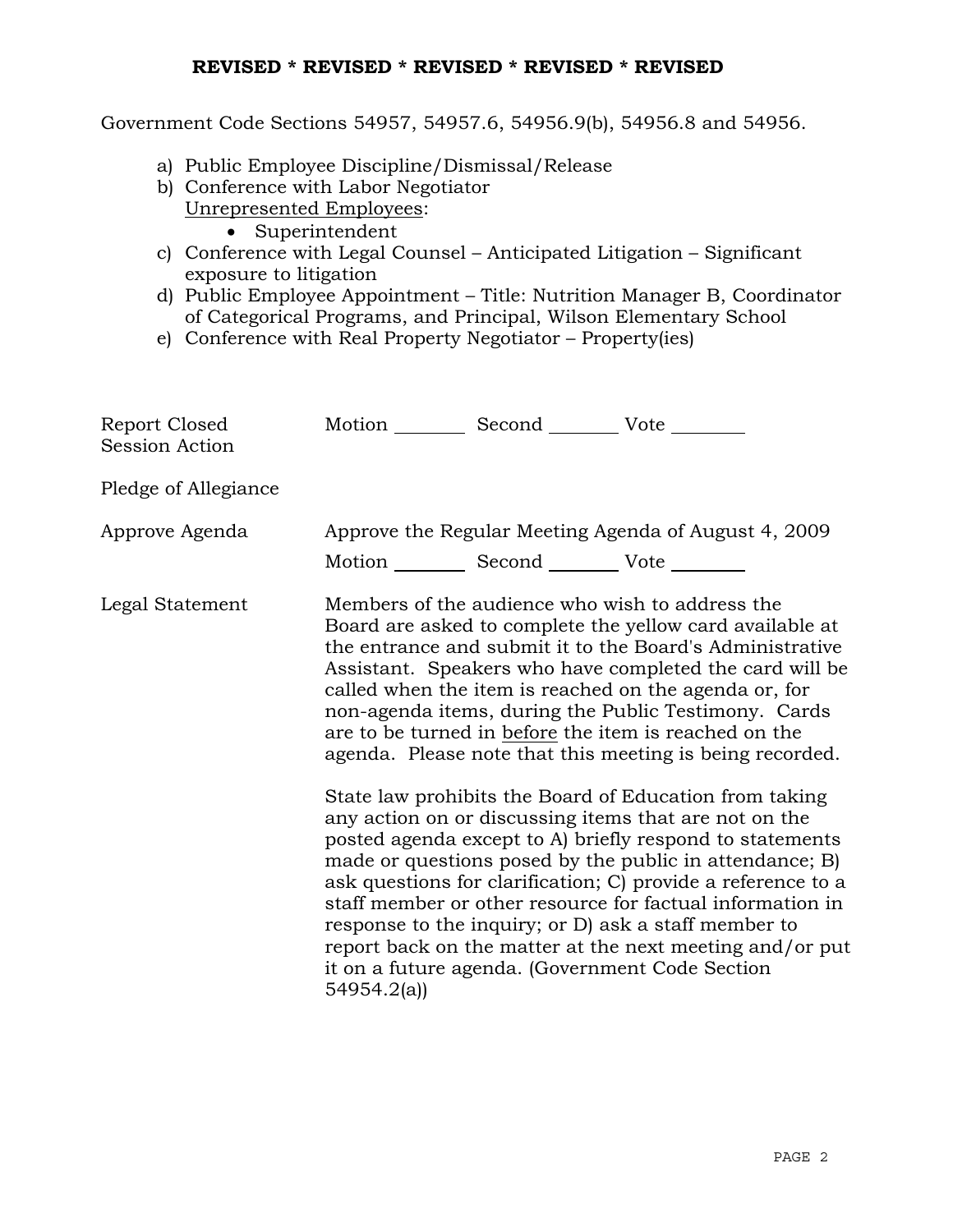**REVISED * REVISED * REVISED * REVISED * REVISED**

Government Code Sections 54957, 54957.6, 54956.9(b), 54956.8 and 54956.

a) Public Employee Discipline/Dismissal/Release
b) Conference with Labor Negotiator
   Unrepresented Employees:
   - Superintendent
c) Conference with Legal Counsel – Anticipated Litigation – Significant exposure to litigation
d) Public Employee Appointment – Title: Nutrition Manager B, Coordinator of Categorical Programs, and Principal, Wilson Elementary School
e) Conference with Real Property Negotiator – Property(ies)

Report Closed Session Action — Motion ________ Second ________ Vote ________

Pledge of Allegiance

Approve Agenda — Approve the Regular Meeting Agenda of August 4, 2009

Motion ________ Second ________ Vote ________

Legal Statement — Members of the audience who wish to address the Board are asked to complete the yellow card available at the entrance and submit it to the Board's Administrative Assistant. Speakers who have completed the card will be called when the item is reached on the agenda or, for non-agenda items, during the Public Testimony. Cards are to be turned in before the item is reached on the agenda. Please note that this meeting is being recorded.

State law prohibits the Board of Education from taking any action on or discussing items that are not on the posted agenda except to A) briefly respond to statements made or questions posed by the public in attendance; B) ask questions for clarification; C) provide a reference to a staff member or other resource for factual information in response to the inquiry; or D) ask a staff member to report back on the matter at the next meeting and/or put it on a future agenda. (Government Code Section 54954.2(a))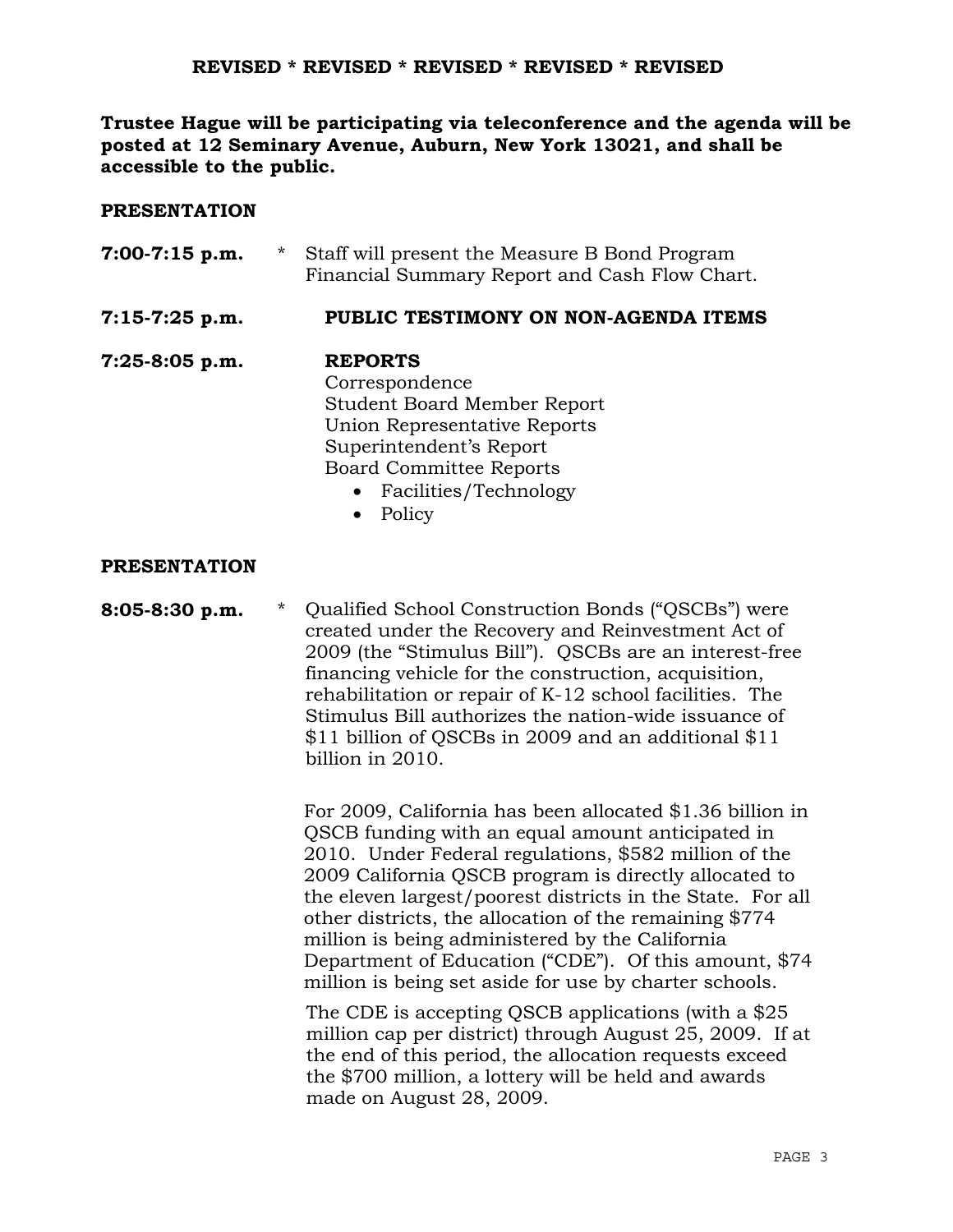**REVISED * REVISED * REVISED * REVISED * REVISED**

**Trustee Hague will be participating via teleconference and the agenda will be posted at 12 Seminary Avenue, Auburn, New York 13021, and shall be accessible to the public.**

**PRESENTATION**

**7:00-7:15 p.m.** * Staff will present the Measure B Bond Program Financial Summary Report and Cash Flow Chart.

**7:15-7:25 p.m.** **PUBLIC TESTIMONY ON NON-AGENDA ITEMS**

**7:25-8:05 p.m.** **REPORTS**

Correspondence
Student Board Member Report
Union Representative Reports
Superintendent's Report
Board Committee Reports

- Facilities/Technology
- Policy

**PRESENTATION**

**8:05-8:30 p.m.** * Qualified School Construction Bonds ("QSCBs") were created under the Recovery and Reinvestment Act of 2009 (the "Stimulus Bill"). QSCBs are an interest-free financing vehicle for the construction, acquisition, rehabilitation or repair of K-12 school facilities. The Stimulus Bill authorizes the nation-wide issuance of $11 billion of QSCBs in 2009 and an additional $11 billion in 2010.

For 2009, California has been allocated $1.36 billion in QSCB funding with an equal amount anticipated in 2010. Under Federal regulations, $582 million of the 2009 California QSCB program is directly allocated to the eleven largest/poorest districts in the State. For all other districts, the allocation of the remaining $774 million is being administered by the California Department of Education ("CDE"). Of this amount, $74 million is being set aside for use by charter schools.

The CDE is accepting QSCB applications (with a $25 million cap per district) through August 25, 2009. If at the end of this period, the allocation requests exceed the $700 million, a lottery will be held and awards made on August 28, 2009.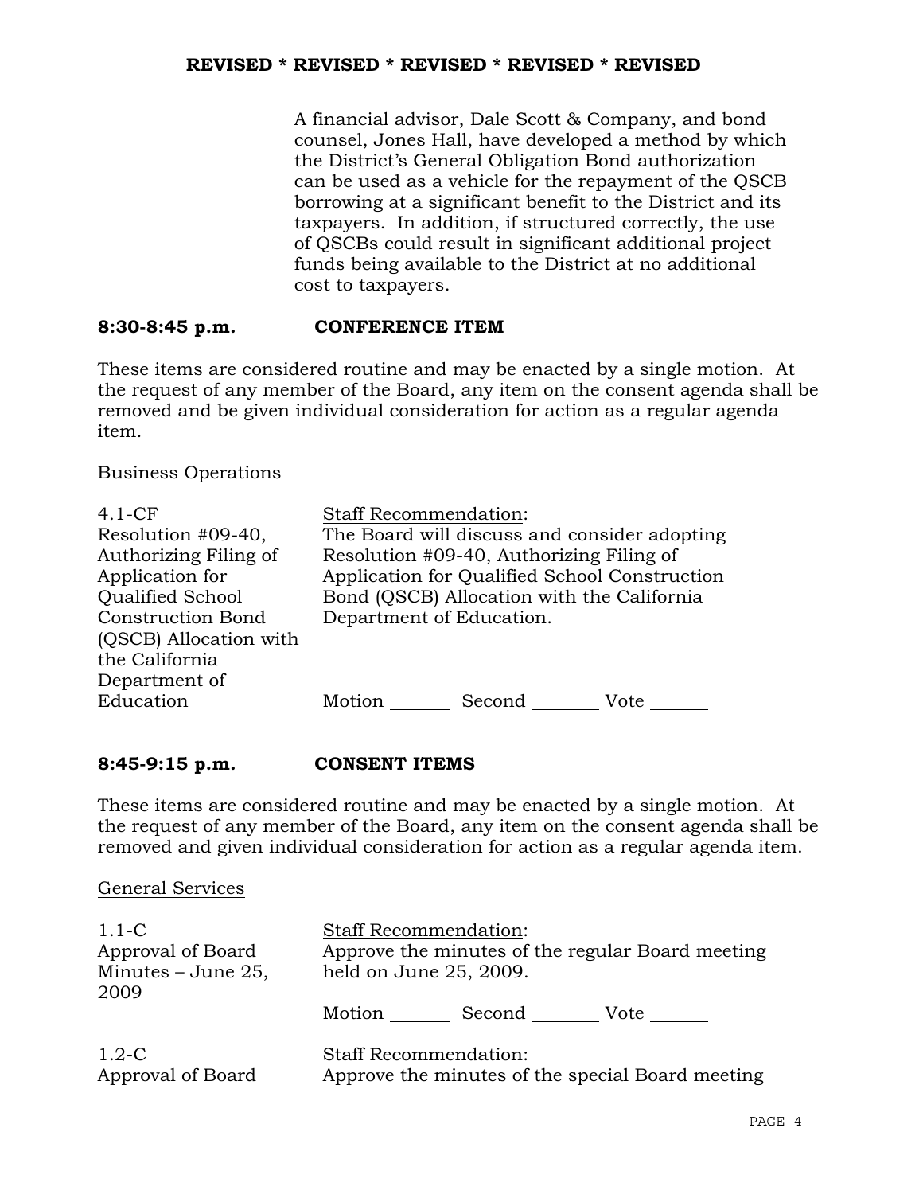**REVISED * REVISED * REVISED * REVISED * REVISED**

A financial advisor, Dale Scott & Company, and bond counsel, Jones Hall, have developed a method by which the District's General Obligation Bond authorization can be used as a vehicle for the repayment of the QSCB borrowing at a significant benefit to the District and its taxpayers. In addition, if structured correctly, the use of QSCBs could result in significant additional project funds being available to the District at no additional cost to taxpayers.

### 8:30-8:45 p.m. CONFERENCE ITEM

These items are considered routine and may be enacted by a single motion. At the request of any member of the Board, any item on the consent agenda shall be removed and be given individual consideration for action as a regular agenda item.

Business Operations

4.1-CF
Resolution #09-40, Authorizing Filing of Application for Qualified School Construction Bond (QSCB) Allocation with the California Department of Education

Staff Recommendation:
The Board will discuss and consider adopting Resolution #09-40, Authorizing Filing of Application for Qualified School Construction Bond (QSCB) Allocation with the California Department of Education.

Motion _______ Second _______ Vote _______

### 8:45-9:15 p.m. CONSENT ITEMS

These items are considered routine and may be enacted by a single motion. At the request of any member of the Board, any item on the consent agenda shall be removed and given individual consideration for action as a regular agenda item.

General Services

1.1-C
Approval of Board Minutes – June 25, 2009

Staff Recommendation:
Approve the minutes of the regular Board meeting held on June 25, 2009.

Motion _______ Second _______ Vote _______

1.2-C
Approval of Board

Staff Recommendation:
Approve the minutes of the special Board meeting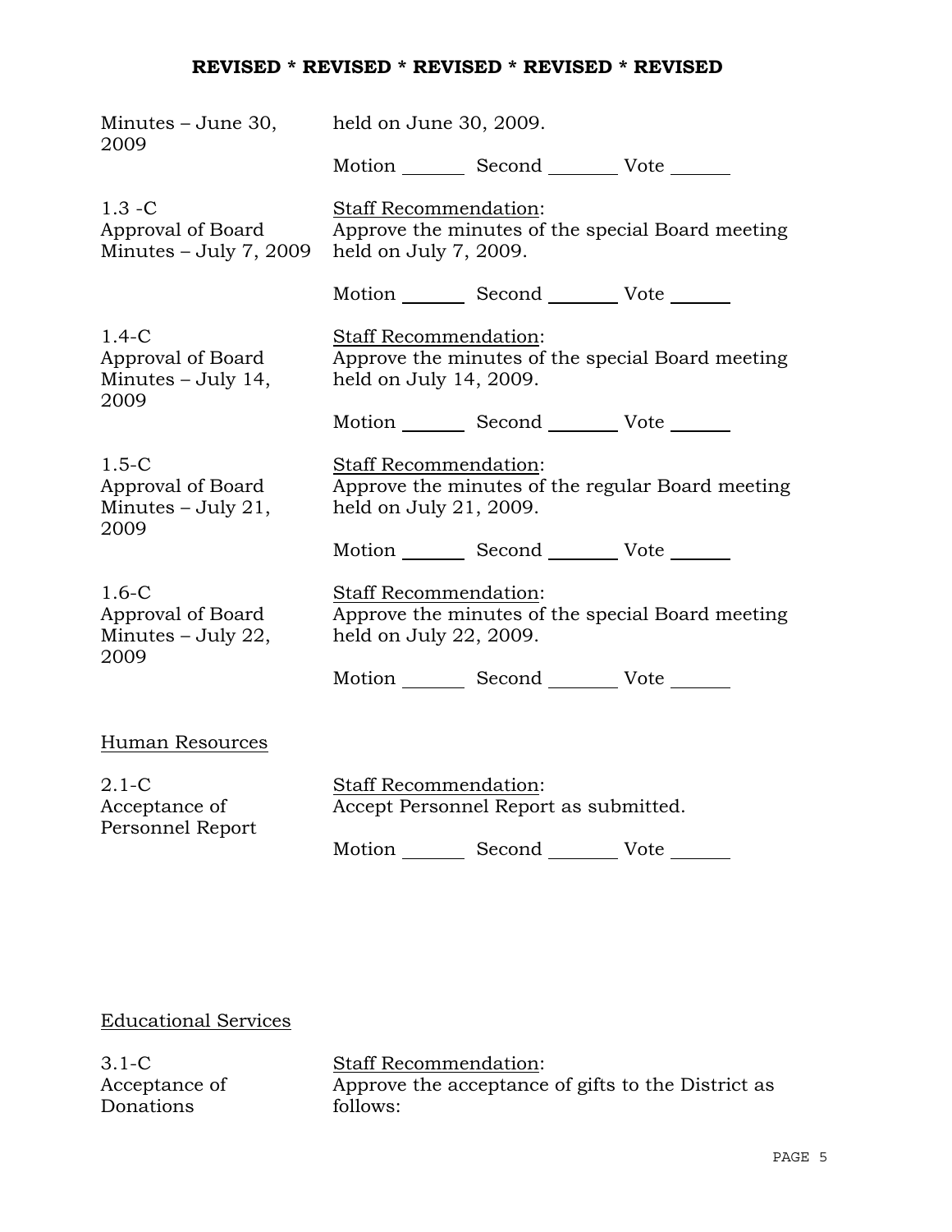**REVISED * REVISED * REVISED * REVISED * REVISED**

| | |
|---|---|
| Minutes – June 30, 2009 | held on June 30, 2009. |
| | Motion _______ Second _______ Vote _______ |
| 1.3 -C<br>Approval of Board Minutes – July 7, 2009 | Staff Recommendation:<br>Approve the minutes of the special Board meeting held on July 7, 2009. |
| | Motion _______ Second _______ Vote _______ |
| 1.4-C<br>Approval of Board Minutes – July 14, 2009 | Staff Recommendation:<br>Approve the minutes of the special Board meeting held on July 14, 2009. |
| | Motion _______ Second _______ Vote _______ |
| 1.5-C<br>Approval of Board Minutes – July 21, 2009 | Staff Recommendation:<br>Approve the minutes of the regular Board meeting held on July 21, 2009. |
| | Motion _______ Second _______ Vote _______ |
| 1.6-C<br>Approval of Board Minutes – July 22, 2009 | Staff Recommendation:<br>Approve the minutes of the special Board meeting held on July 22, 2009. |
| | Motion _______ Second _______ Vote _______ |

Human Resources

| | |
|---|---|
| 2.1-C<br>Acceptance of Personnel Report | Staff Recommendation:<br>Accept Personnel Report as submitted. |
| | Motion _______ Second _______ Vote _______ |

Educational Services

| | |
|---|---|
| 3.1-C<br>Acceptance of Donations | Staff Recommendation:<br>Approve the acceptance of gifts to the District as follows: |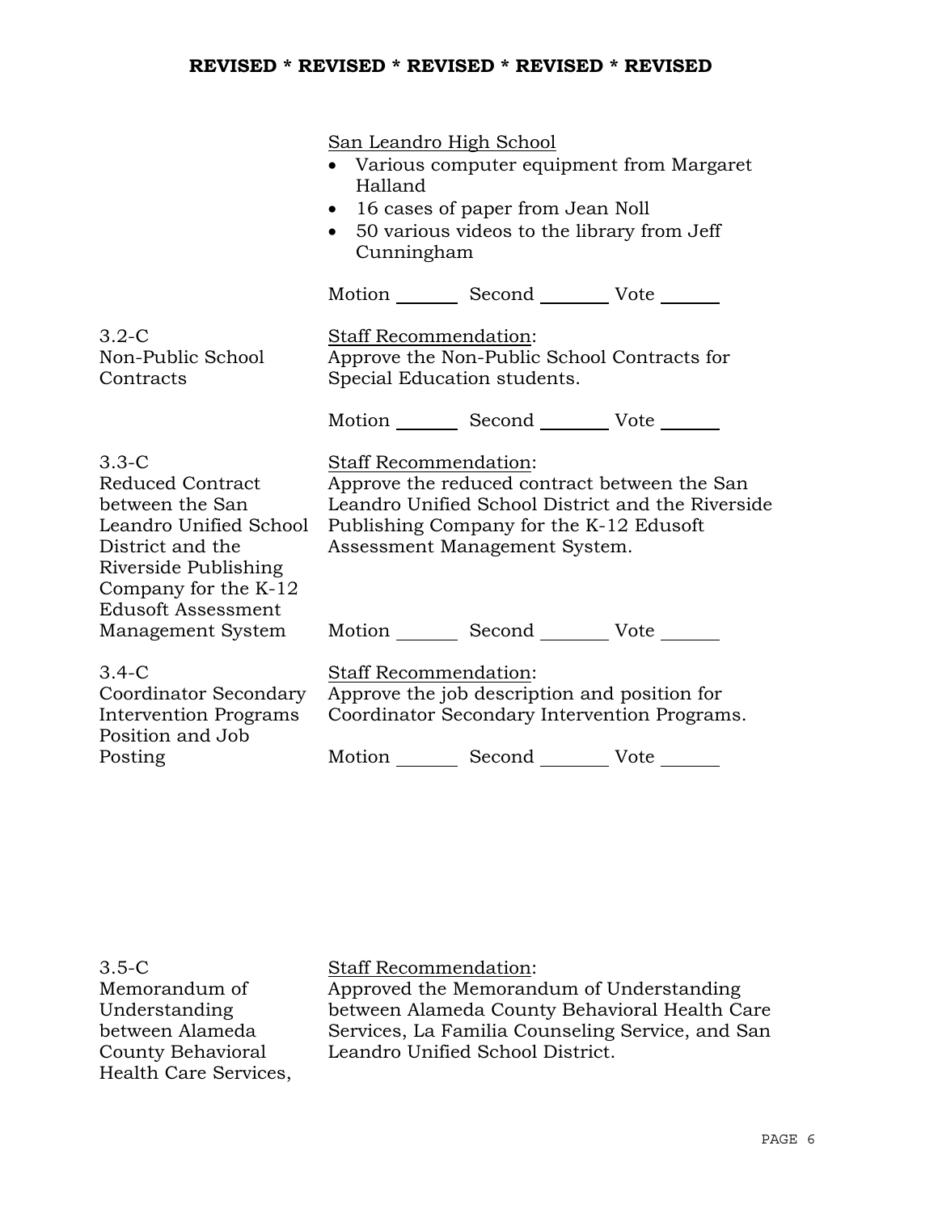**REVISED * REVISED * REVISED * REVISED * REVISED**

San Leandro High School

- Various computer equipment from Margaret Halland
- 16 cases of paper from Jean Noll
- 50 various videos to the library from Jeff Cunningham

Motion _______ Second _______ Vote _______

3.2-C
Non-Public School Contracts

Staff Recommendation:
Approve the Non-Public School Contracts for Special Education students.

Motion _______ Second _______ Vote _______

3.3-C
Reduced Contract between the San Leandro Unified School District and the Riverside Publishing Company for the K-12 Edusoft Assessment Management System

Staff Recommendation:
Approve the reduced contract between the San Leandro Unified School District and the Riverside Publishing Company for the K-12 Edusoft Assessment Management System.

Motion _______ Second _______ Vote _______

3.4-C
Coordinator Secondary Intervention Programs Position and Job Posting

Staff Recommendation:
Approve the job description and position for Coordinator Secondary Intervention Programs.

Motion _______ Second _______ Vote _______

3.5-C
Memorandum of Understanding between Alameda County Behavioral Health Care Services,

Staff Recommendation:
Approved the Memorandum of Understanding between Alameda County Behavioral Health Care Services, La Familia Counseling Service, and San Leandro Unified School District.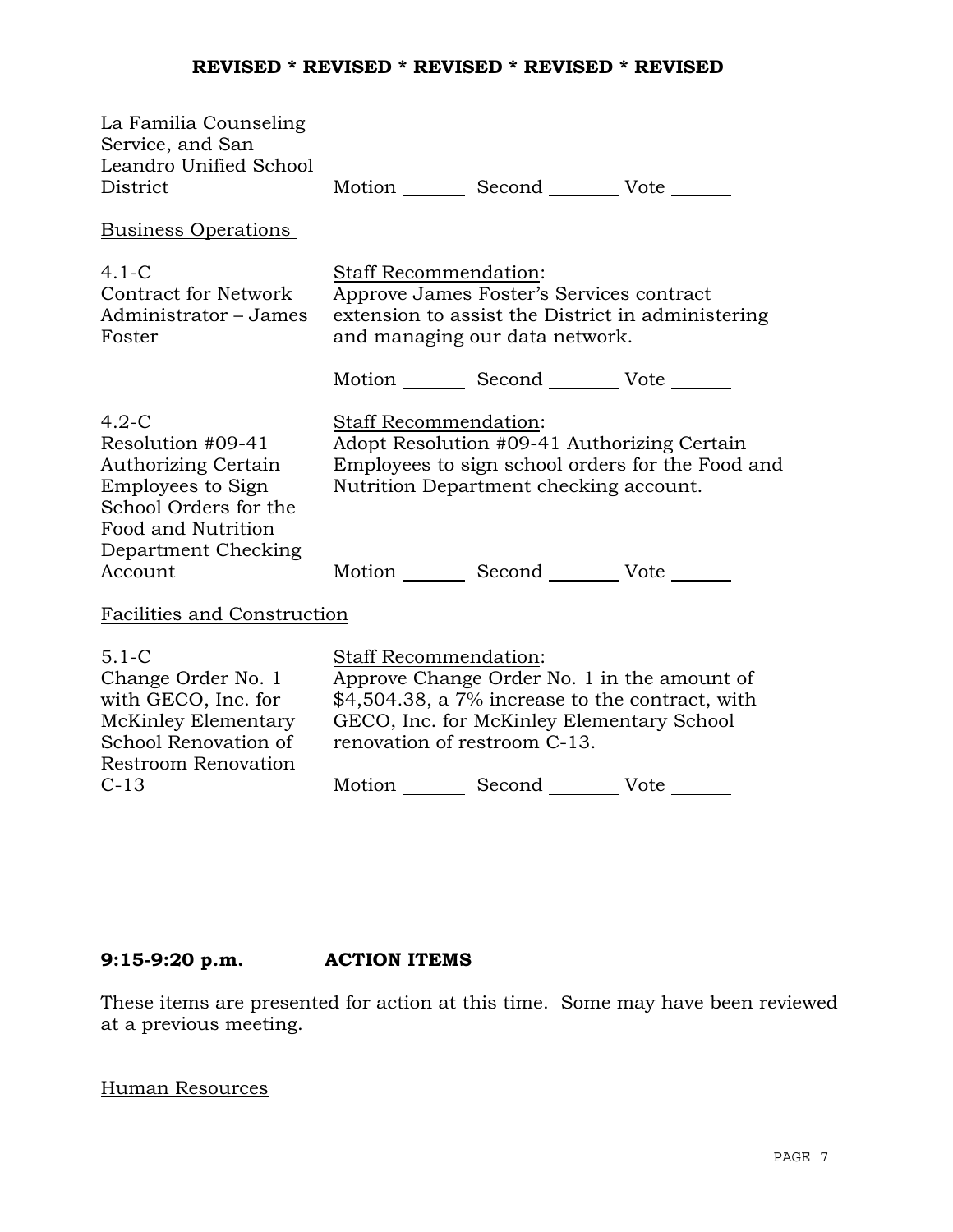**REVISED * REVISED * REVISED * REVISED * REVISED**

La Familia Counseling Service, and San Leandro Unified School District

Motion _______ Second _______ Vote _______

Business Operations

4.1-C
Contract for Network Administrator – James Foster

Staff Recommendation:
Approve James Foster's Services contract extension to assist the District in administering and managing our data network.

Motion _______ Second _______ Vote _______

4.2-C
Resolution #09-41 Authorizing Certain Employees to Sign School Orders for the Food and Nutrition Department Checking Account

Staff Recommendation:
Adopt Resolution #09-41 Authorizing Certain Employees to sign school orders for the Food and Nutrition Department checking account.

Motion _______ Second _______ Vote _______

Facilities and Construction

5.1-C
Change Order No. 1 with GECO, Inc. for McKinley Elementary School Renovation of Restroom Renovation C-13

Staff Recommendation:
Approve Change Order No. 1 in the amount of $4,504.38, a 7% increase to the contract, with GECO, Inc. for McKinley Elementary School renovation of restroom C-13.

Motion _______ Second _______ Vote _______

**9:15-9:20 p.m.     ACTION ITEMS**

These items are presented for action at this time. Some may have been reviewed at a previous meeting.

Human Resources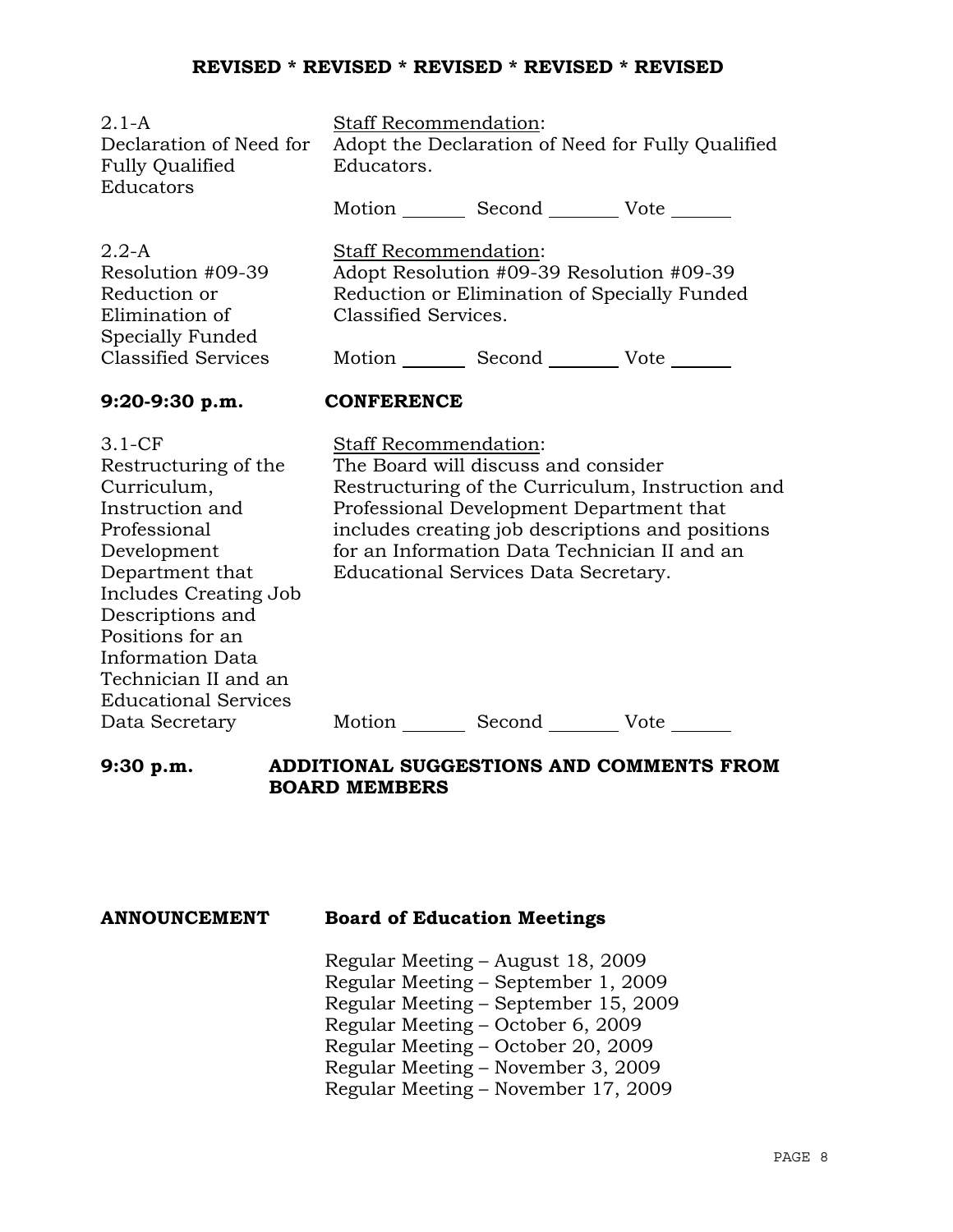**REVISED * REVISED * REVISED * REVISED * REVISED**

| | |
|---|---|
| 2.1-A<br>Declaration of Need for Fully Qualified Educators | Staff Recommendation:<br>Adopt the Declaration of Need for Fully Qualified Educators.<br><br>Motion _______ Second _______ Vote _______ |
| 2.2-A<br>Resolution #09-39 Reduction or Elimination of Specially Funded Classified Services | Staff Recommendation:<br>Adopt Resolution #09-39 Resolution #09-39 Reduction or Elimination of Specially Funded Classified Services.<br><br>Motion _______ Second _______ Vote _______ |

**9:20-9:30 p.m. CONFERENCE**

| | |
|---|---|
| 3.1-CF<br>Restructuring of the Curriculum, Instruction and Professional Development Department that Includes Creating Job Descriptions and Positions for an Information Data Technician II and an Educational Services Data Secretary | Staff Recommendation:<br>The Board will discuss and consider Restructuring of the Curriculum, Instruction and Professional Development Department that includes creating job descriptions and positions for an Information Data Technician II and an Educational Services Data Secretary.<br><br>Motion _______ Second _______ Vote _______ |

**9:30 p.m. ADDITIONAL SUGGESTIONS AND COMMENTS FROM BOARD MEMBERS**

**ANNOUNCEMENT Board of Education Meetings**

Regular Meeting – August 18, 2009
Regular Meeting – September 1, 2009
Regular Meeting – September 15, 2009
Regular Meeting – October 6, 2009
Regular Meeting – October 20, 2009
Regular Meeting – November 3, 2009
Regular Meeting – November 17, 2009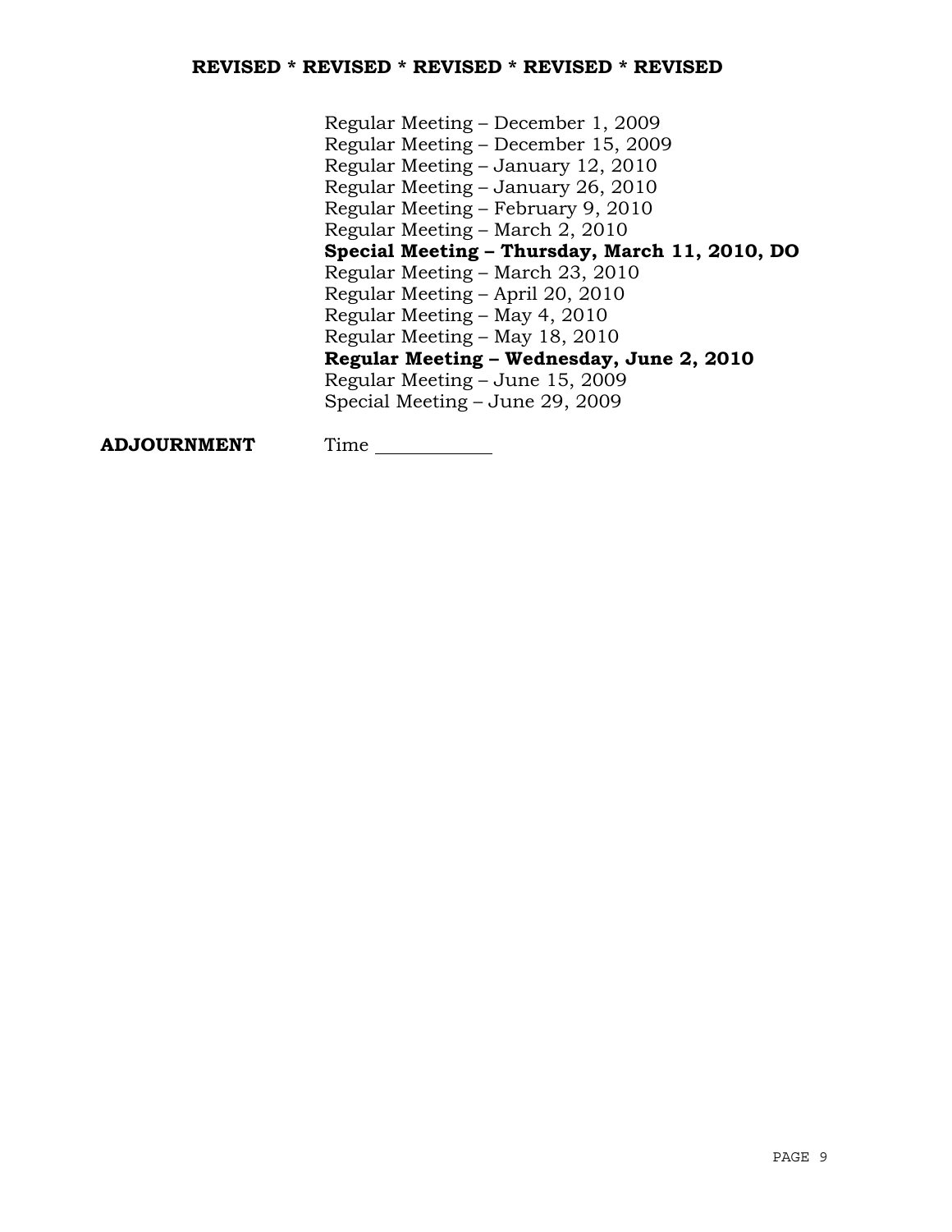**REVISED * REVISED * REVISED * REVISED * REVISED**

Regular Meeting – December 1, 2009
Regular Meeting – December 15, 2009
Regular Meeting – January 12, 2010
Regular Meeting – January 26, 2010
Regular Meeting – February 9, 2010
Regular Meeting – March 2, 2010
**Special Meeting – Thursday, March 11, 2010, DO**
Regular Meeting – March 23, 2010
Regular Meeting – April 20, 2010
Regular Meeting – May 4, 2010
Regular Meeting – May 18, 2010
**Regular Meeting – Wednesday, June 2, 2010**
Regular Meeting – June 15, 2009
Special Meeting – June 29, 2009

**ADJOURNMENT** Time ____________